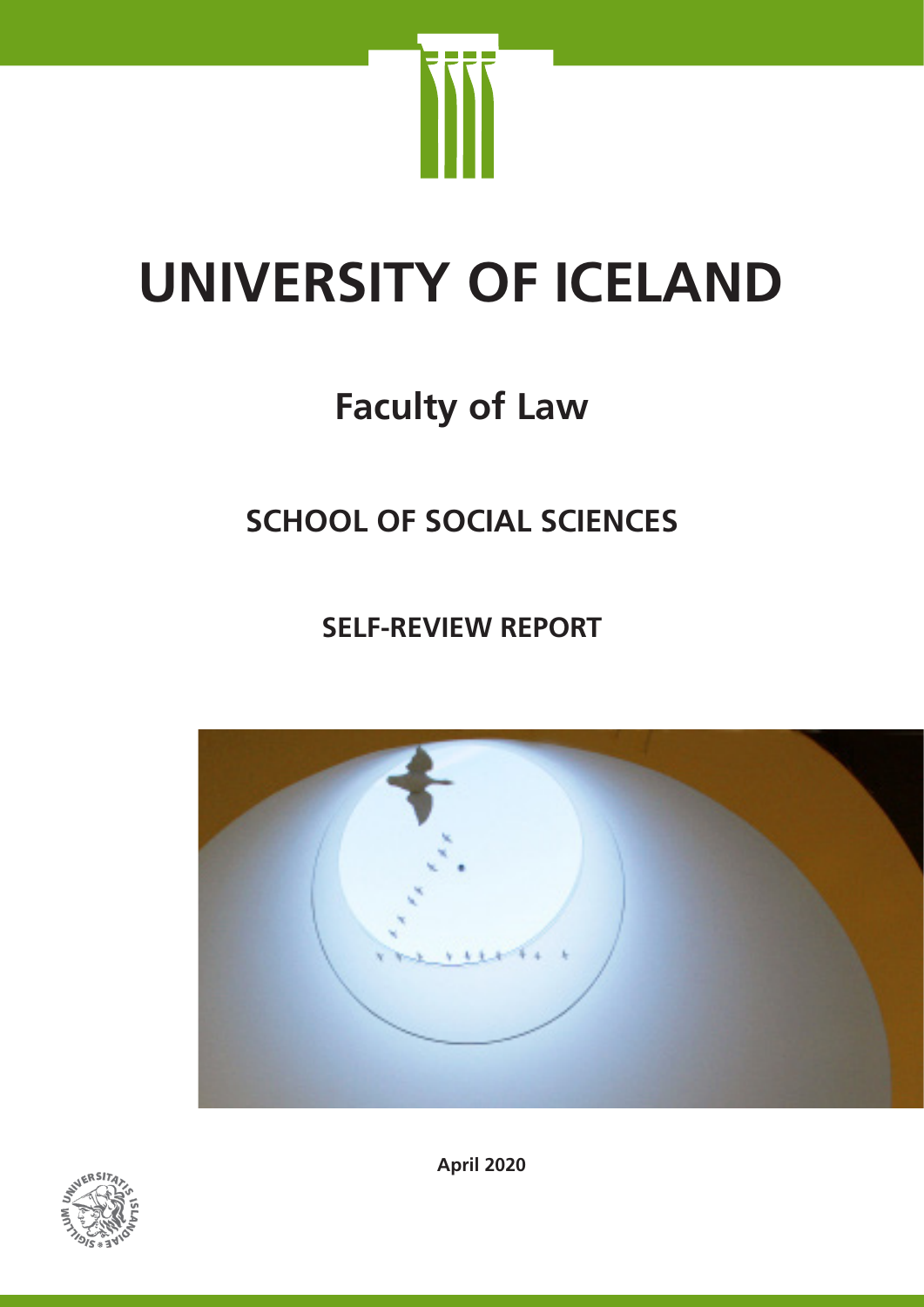# UNIVERSITY OF ICELAND

## Faculty of Law

## SCHOOL OF SOCIAL SCIENCES

### SELF-REVIEW REPORT

**April 2020**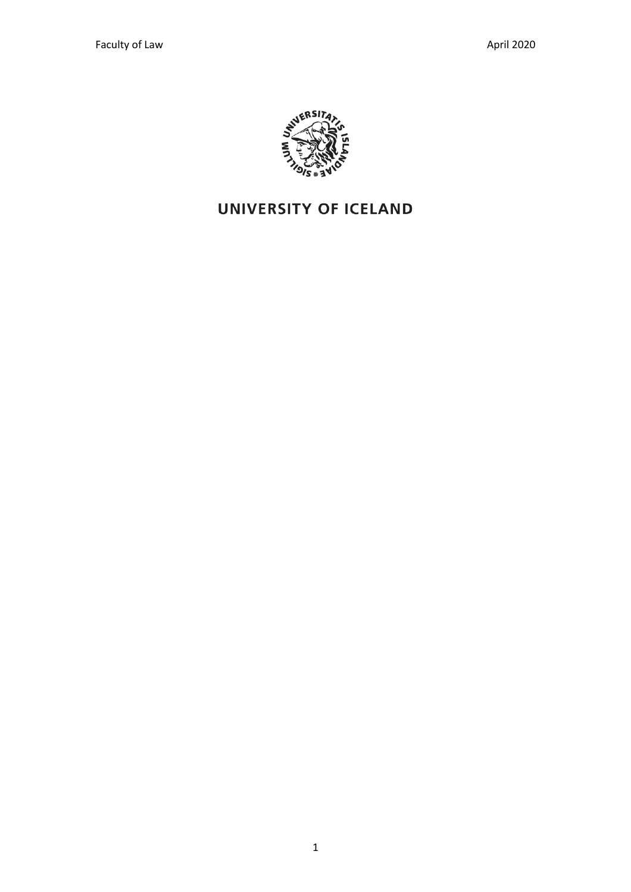UNIVERSITY OF ICELAND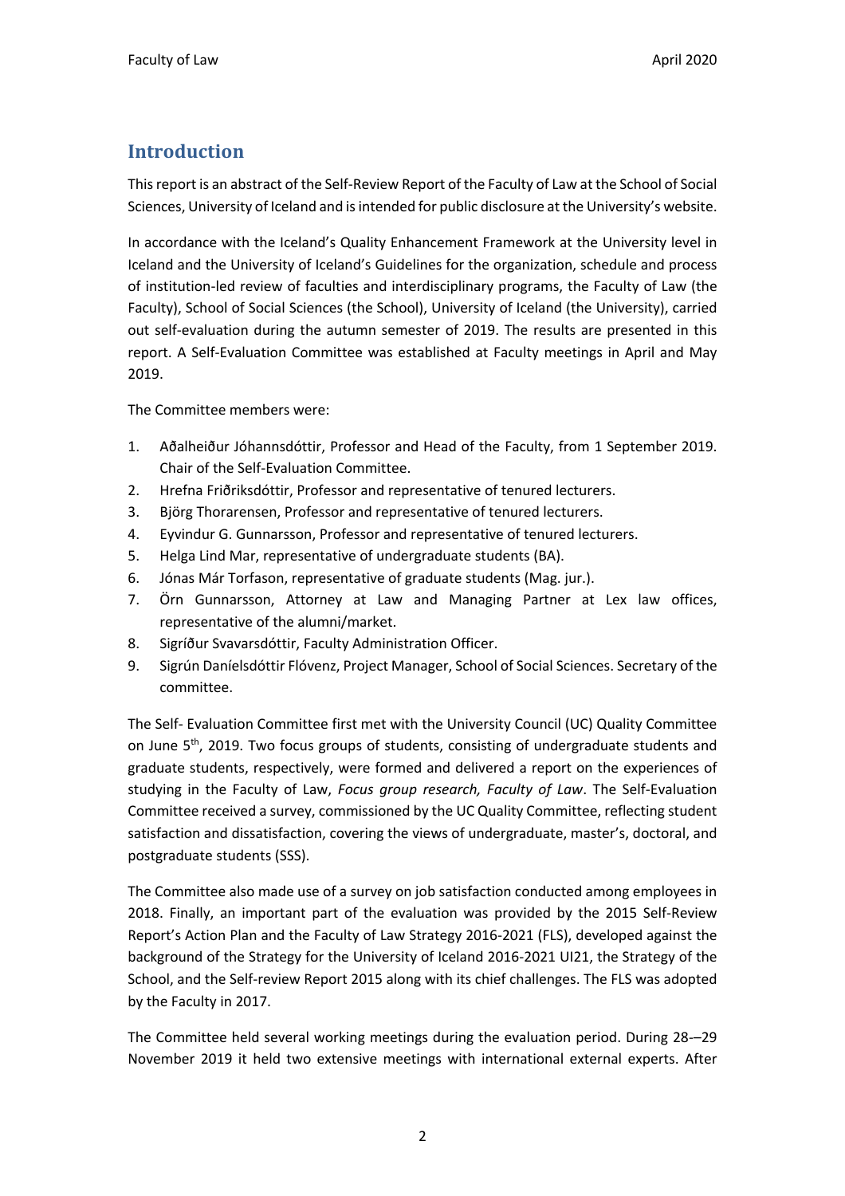## Introduction

This report is an abstract of the Self-Review Report of the Faculty of Law at the School of Social Sciences, University of Iceland and is intended for public disclosure at the University's website.

In accordance with the Iceland's Quality Enhancement Framework at the University level in Iceland and the University of Iceland's Guidelines for the organization, schedule and process of institution-led review of faculties and interdisciplinary programs, the Faculty of Law (the Faculty), School of Social Sciences (the School), University of Iceland (the University), carried out self-evaluation during the autumn semester of 2019. The results are presented in this report. A Self-Evaluation Committee was established at Faculty meetings in April and May 2019.

The Committee members were:

1. Aðalheiður Jóhannsdóttir, Professor and Head of the Faculty, from 1 September 2019. Chair of the Self-Evaluation Committee.
2. Hrefna Friðriksdóttir, Professor and representative of tenured lecturers.
3. Björg Thorarensen, Professor and representative of tenured lecturers.
4. Eyvindur G. Gunnarsson, Professor and representative of tenured lecturers.
5. Helga Lind Mar, representative of undergraduate students (BA).
6. Jónas Már Torfason, representative of graduate students (Mag. jur.).
7. Örn Gunnarsson, Attorney at Law and Managing Partner at Lex law offices, representative of the alumni/market.
8. Sigríður Svavarsdóttir, Faculty Administration Officer.
9. Sigrún Daníelsdóttir Flóvenz, Project Manager, School of Social Sciences. Secretary of the committee.

The Self- Evaluation Committee first met with the University Council (UC) Quality Committee on June 5th, 2019. Two focus groups of students, consisting of undergraduate students and graduate students, respectively, were formed and delivered a report on the experiences of studying in the Faculty of Law, *Focus group research, Faculty of Law*. The Self-Evaluation Committee received a survey, commissioned by the UC Quality Committee, reflecting student satisfaction and dissatisfaction, covering the views of undergraduate, master's, doctoral, and postgraduate students (SSS).

The Committee also made use of a survey on job satisfaction conducted among employees in 2018. Finally, an important part of the evaluation was provided by the 2015 Self-Review Report's Action Plan and the Faculty of Law Strategy 2016-2021 (FLS), developed against the background of the Strategy for the University of Iceland 2016-2021 UI21, the Strategy of the School, and the Self-review Report 2015 along with its chief challenges. The FLS was adopted by the Faculty in 2017.

The Committee held several working meetings during the evaluation period. During 28-–29 November 2019 it held two extensive meetings with international external experts. After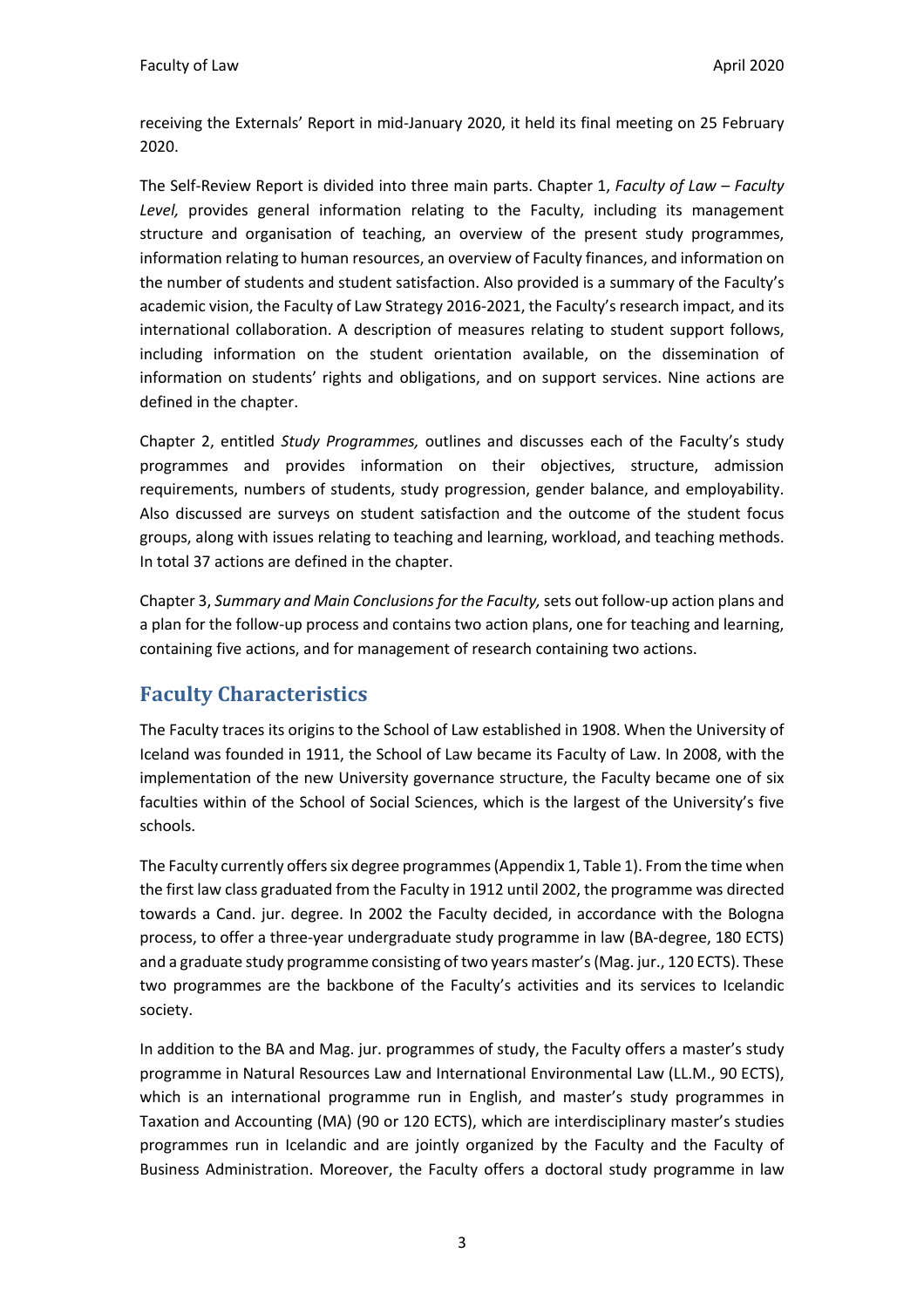receiving the Externals' Report in mid-January 2020, it held its final meeting on 25 February 2020.

The Self-Review Report is divided into three main parts. Chapter 1, *Faculty of Law – Faculty Level,* provides general information relating to the Faculty, including its management structure and organisation of teaching, an overview of the present study programmes, information relating to human resources, an overview of Faculty finances, and information on the number of students and student satisfaction. Also provided is a summary of the Faculty's academic vision, the Faculty of Law Strategy 2016-2021, the Faculty's research impact, and its international collaboration. A description of measures relating to student support follows, including information on the student orientation available, on the dissemination of information on students' rights and obligations, and on support services. Nine actions are defined in the chapter.

Chapter 2, entitled *Study Programmes,* outlines and discusses each of the Faculty's study programmes and provides information on their objectives, structure, admission requirements, numbers of students, study progression, gender balance, and employability. Also discussed are surveys on student satisfaction and the outcome of the student focus groups, along with issues relating to teaching and learning, workload, and teaching methods. In total 37 actions are defined in the chapter.

Chapter 3, *Summary and Main Conclusions for the Faculty,* sets out follow-up action plans and a plan for the follow-up process and contains two action plans, one for teaching and learning, containing five actions, and for management of research containing two actions.

## Faculty Characteristics

The Faculty traces its origins to the School of Law established in 1908. When the University of Iceland was founded in 1911, the School of Law became its Faculty of Law. In 2008, with the implementation of the new University governance structure, the Faculty became one of six faculties within of the School of Social Sciences, which is the largest of the University's five schools.

The Faculty currently offers six degree programmes (Appendix 1, Table 1). From the time when the first law class graduated from the Faculty in 1912 until 2002, the programme was directed towards a Cand. jur. degree. In 2002 the Faculty decided, in accordance with the Bologna process, to offer a three-year undergraduate study programme in law (BA-degree, 180 ECTS) and a graduate study programme consisting of two years master's (Mag. jur., 120 ECTS). These two programmes are the backbone of the Faculty's activities and its services to Icelandic society.

In addition to the BA and Mag. jur. programmes of study, the Faculty offers a master's study programme in Natural Resources Law and International Environmental Law (LL.M., 90 ECTS), which is an international programme run in English, and master's study programmes in Taxation and Accounting (MA) (90 or 120 ECTS), which are interdisciplinary master's studies programmes run in Icelandic and are jointly organized by the Faculty and the Faculty of Business Administration. Moreover, the Faculty offers a doctoral study programme in law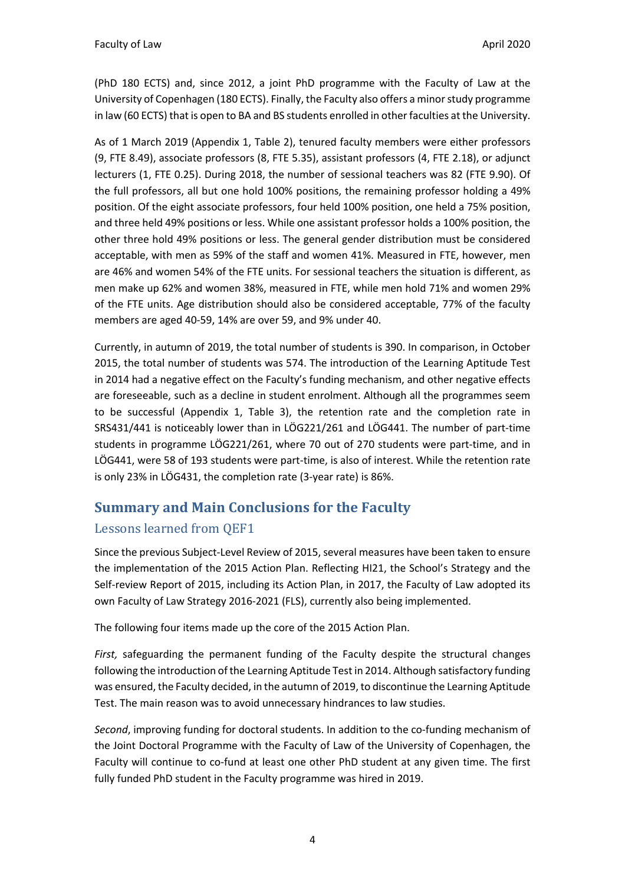(PhD 180 ECTS) and, since 2012, a joint PhD programme with the Faculty of Law at the University of Copenhagen (180 ECTS). Finally, the Faculty also offers a minor study programme in law (60 ECTS) that is open to BA and BS students enrolled in other faculties at the University.

As of 1 March 2019 (Appendix 1, Table 2), tenured faculty members were either professors (9, FTE 8.49), associate professors (8, FTE 5.35), assistant professors (4, FTE 2.18), or adjunct lecturers (1, FTE 0.25). During 2018, the number of sessional teachers was 82 (FTE 9.90). Of the full professors, all but one hold 100% positions, the remaining professor holding a 49% position. Of the eight associate professors, four held 100% position, one held a 75% position, and three held 49% positions or less. While one assistant professor holds a 100% position, the other three hold 49% positions or less. The general gender distribution must be considered acceptable, with men as 59% of the staff and women 41%. Measured in FTE, however, men are 46% and women 54% of the FTE units. For sessional teachers the situation is different, as men make up 62% and women 38%, measured in FTE, while men hold 71% and women 29% of the FTE units. Age distribution should also be considered acceptable, 77% of the faculty members are aged 40-59, 14% are over 59, and 9% under 40.

Currently, in autumn of 2019, the total number of students is 390. In comparison, in October 2015, the total number of students was 574. The introduction of the Learning Aptitude Test in 2014 had a negative effect on the Faculty's funding mechanism, and other negative effects are foreseeable, such as a decline in student enrolment. Although all the programmes seem to be successful (Appendix 1, Table 3), the retention rate and the completion rate in SRS431/441 is noticeably lower than in LÖG221/261 and LÖG441. The number of part-time students in programme LÖG221/261, where 70 out of 270 students were part-time, and in LÖG441, were 58 of 193 students were part-time, is also of interest. While the retention rate is only 23% in LÖG431, the completion rate (3-year rate) is 86%.

## Summary and Main Conclusions for the Faculty

### Lessons learned from QEF1

Since the previous Subject-Level Review of 2015, several measures have been taken to ensure the implementation of the 2015 Action Plan. Reflecting HI21, the School's Strategy and the Self-review Report of 2015, including its Action Plan, in 2017, the Faculty of Law adopted its own Faculty of Law Strategy 2016-2021 (FLS), currently also being implemented.

The following four items made up the core of the 2015 Action Plan.

*First,* safeguarding the permanent funding of the Faculty despite the structural changes following the introduction of the Learning Aptitude Test in 2014. Although satisfactory funding was ensured, the Faculty decided, in the autumn of 2019, to discontinue the Learning Aptitude Test. The main reason was to avoid unnecessary hindrances to law studies.

*Second*, improving funding for doctoral students. In addition to the co-funding mechanism of the Joint Doctoral Programme with the Faculty of Law of the University of Copenhagen, the Faculty will continue to co-fund at least one other PhD student at any given time. The first fully funded PhD student in the Faculty programme was hired in 2019.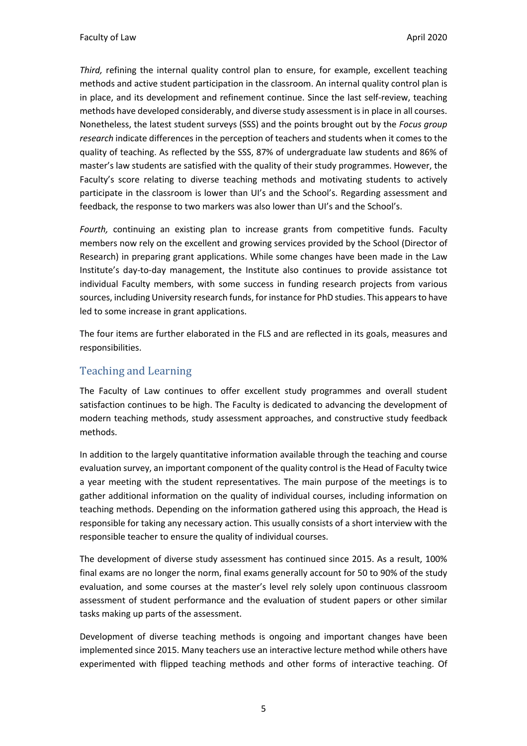*Third,* refining the internal quality control plan to ensure, for example, excellent teaching methods and active student participation in the classroom. An internal quality control plan is in place, and its development and refinement continue. Since the last self-review, teaching methods have developed considerably, and diverse study assessment is in place in all courses. Nonetheless, the latest student surveys (SSS) and the points brought out by the *Focus group research* indicate differences in the perception of teachers and students when it comes to the quality of teaching. As reflected by the SSS, 87% of undergraduate law students and 86% of master's law students are satisfied with the quality of their study programmes. However, the Faculty's score relating to diverse teaching methods and motivating students to actively participate in the classroom is lower than UI's and the School's. Regarding assessment and feedback, the response to two markers was also lower than UI's and the School's.

*Fourth,* continuing an existing plan to increase grants from competitive funds. Faculty members now rely on the excellent and growing services provided by the School (Director of Research) in preparing grant applications. While some changes have been made in the Law Institute's day-to-day management, the Institute also continues to provide assistance tot individual Faculty members, with some success in funding research projects from various sources, including University research funds, for instance for PhD studies. This appears to have led to some increase in grant applications.

The four items are further elaborated in the FLS and are reflected in its goals, measures and responsibilities.

## Teaching and Learning

The Faculty of Law continues to offer excellent study programmes and overall student satisfaction continues to be high. The Faculty is dedicated to advancing the development of modern teaching methods, study assessment approaches, and constructive study feedback methods.

In addition to the largely quantitative information available through the teaching and course evaluation survey, an important component of the quality control is the Head of Faculty twice a year meeting with the student representatives. The main purpose of the meetings is to gather additional information on the quality of individual courses, including information on teaching methods. Depending on the information gathered using this approach, the Head is responsible for taking any necessary action. This usually consists of a short interview with the responsible teacher to ensure the quality of individual courses.

The development of diverse study assessment has continued since 2015. As a result, 100% final exams are no longer the norm, final exams generally account for 50 to 90% of the study evaluation, and some courses at the master's level rely solely upon continuous classroom assessment of student performance and the evaluation of student papers or other similar tasks making up parts of the assessment.

Development of diverse teaching methods is ongoing and important changes have been implemented since 2015. Many teachers use an interactive lecture method while others have experimented with flipped teaching methods and other forms of interactive teaching. Of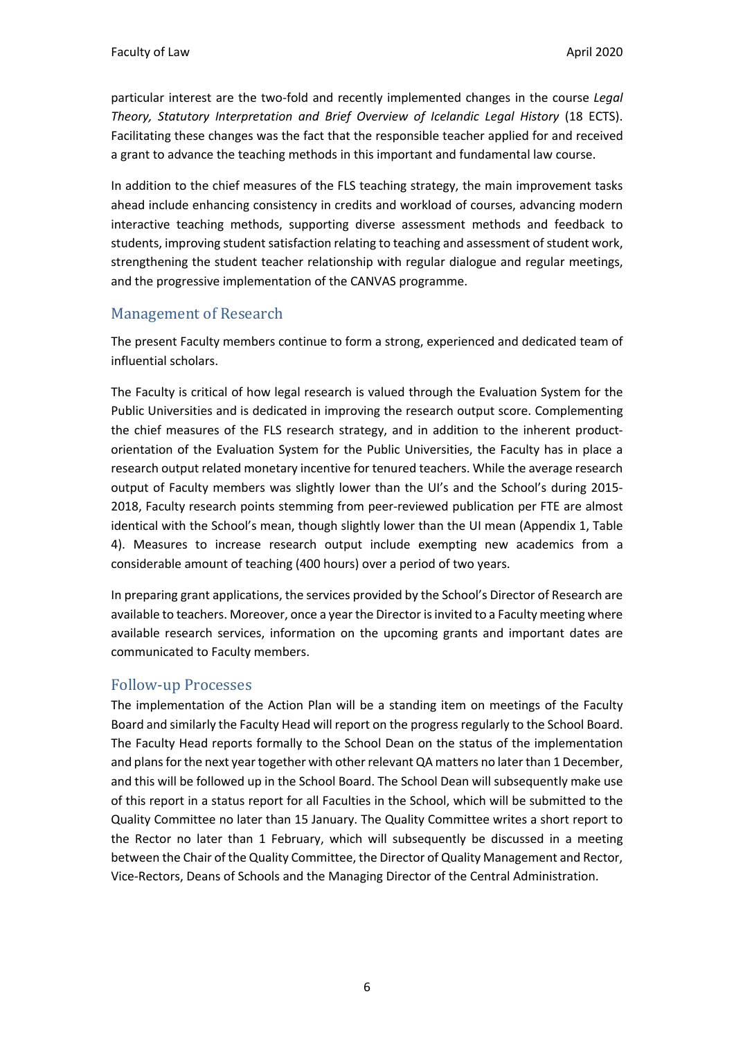particular interest are the two-fold and recently implemented changes in the course *Legal Theory, Statutory Interpretation and Brief Overview of Icelandic Legal History* (18 ECTS). Facilitating these changes was the fact that the responsible teacher applied for and received a grant to advance the teaching methods in this important and fundamental law course.

In addition to the chief measures of the FLS teaching strategy, the main improvement tasks ahead include enhancing consistency in credits and workload of courses, advancing modern interactive teaching methods, supporting diverse assessment methods and feedback to students, improving student satisfaction relating to teaching and assessment of student work, strengthening the student teacher relationship with regular dialogue and regular meetings, and the progressive implementation of the CANVAS programme.

## Management of Research

The present Faculty members continue to form a strong, experienced and dedicated team of influential scholars.

The Faculty is critical of how legal research is valued through the Evaluation System for the Public Universities and is dedicated in improving the research output score. Complementing the chief measures of the FLS research strategy, and in addition to the inherent product-orientation of the Evaluation System for the Public Universities, the Faculty has in place a research output related monetary incentive for tenured teachers. While the average research output of Faculty members was slightly lower than the UI's and the School's during 2015-2018, Faculty research points stemming from peer-reviewed publication per FTE are almost identical with the School's mean, though slightly lower than the UI mean (Appendix 1, Table 4). Measures to increase research output include exempting new academics from a considerable amount of teaching (400 hours) over a period of two years.

In preparing grant applications, the services provided by the School's Director of Research are available to teachers. Moreover, once a year the Director is invited to a Faculty meeting where available research services, information on the upcoming grants and important dates are communicated to Faculty members.

## Follow-up Processes

The implementation of the Action Plan will be a standing item on meetings of the Faculty Board and similarly the Faculty Head will report on the progress regularly to the School Board. The Faculty Head reports formally to the School Dean on the status of the implementation and plans for the next year together with other relevant QA matters no later than 1 December, and this will be followed up in the School Board. The School Dean will subsequently make use of this report in a status report for all Faculties in the School, which will be submitted to the Quality Committee no later than 15 January. The Quality Committee writes a short report to the Rector no later than 1 February, which will subsequently be discussed in a meeting between the Chair of the Quality Committee, the Director of Quality Management and Rector, Vice-Rectors, Deans of Schools and the Managing Director of the Central Administration.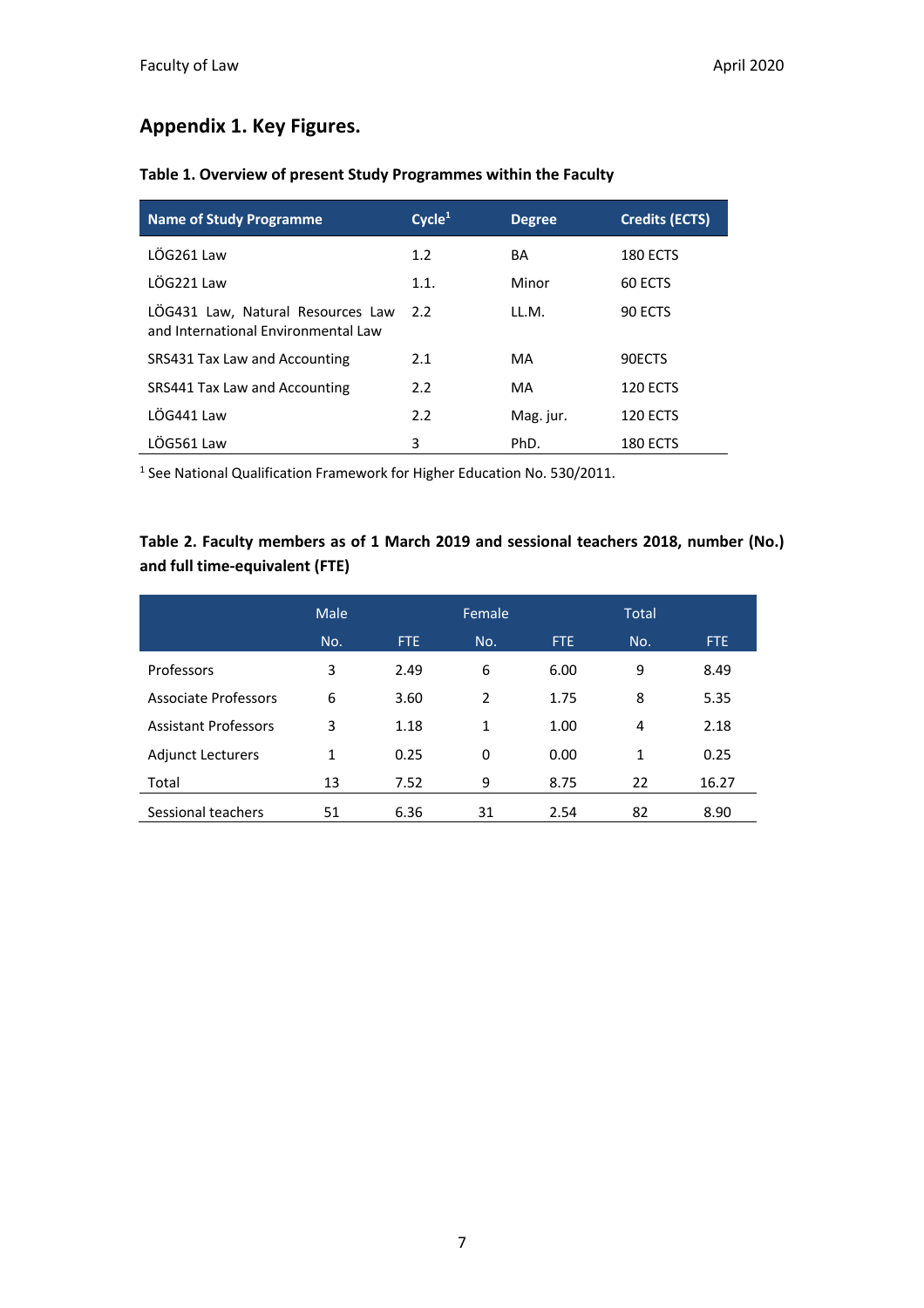# Appendix 1. Key Figures.

**Table 1. Overview of present Study Programmes within the Faculty**

| Name of Study Programme | Cycle[1] | Degree | Credits (ECTS) |
|---|---|---|---|
| LÖG261 Law | 1.2 | BA | 180 ECTS |
| LÖG221 Law | 1.1. | Minor | 60 ECTS |
| LÖG431 Law, Natural Resources Law and International Environmental Law | 2.2 | LL.M. | 90 ECTS |
| SRS431 Tax Law and Accounting | 2.1 | MA | 90ECTS |
| SRS441 Tax Law and Accounting | 2.2 | MA | 120 ECTS |
| LÖG441 Law | 2.2 | Mag. jur. | 120 ECTS |
| LÖG561 Law | 3 | PhD. | 180 ECTS |

[1] See National Qualification Framework for Higher Education No. 530/2011.

**Table 2. Faculty members as of 1 March 2019 and sessional teachers 2018, number (No.) and full time-equivalent (FTE)**

| | Male | | Female | | Total | |
|---|---|---|---|---|---|---|
| | No. | FTE | No. | FTE | No. | FTE |
| Professors | 3 | 2.49 | 6 | 6.00 | 9 | 8.49 |
| Associate Professors | 6 | 3.60 | 2 | 1.75 | 8 | 5.35 |
| Assistant Professors | 3 | 1.18 | 1 | 1.00 | 4 | 2.18 |
| Adjunct Lecturers | 1 | 0.25 | 0 | 0.00 | 1 | 0.25 |
| Total | 13 | 7.52 | 9 | 8.75 | 22 | 16.27 |
| Sessional teachers | 51 | 6.36 | 31 | 2.54 | 82 | 8.90 |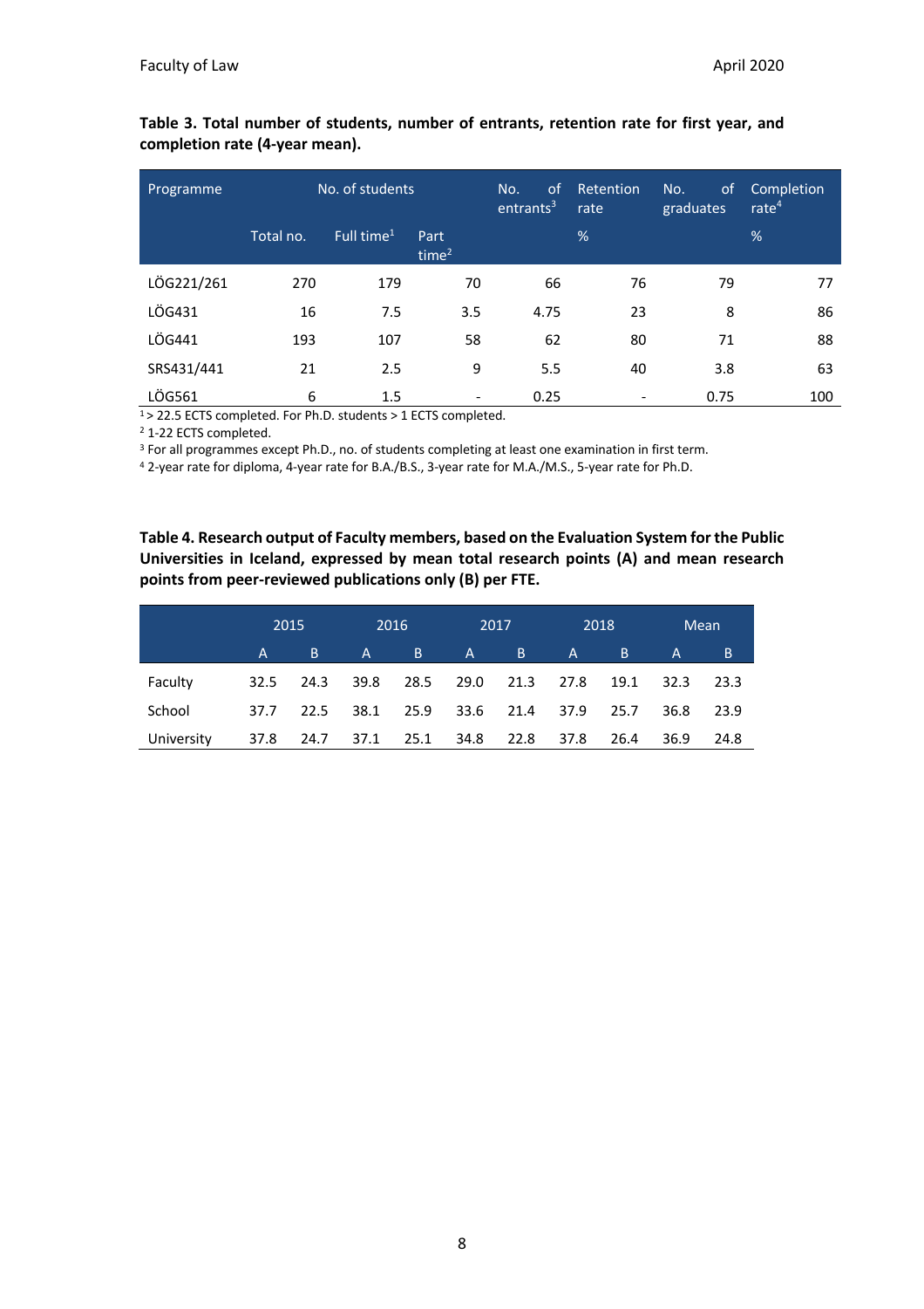**Table 3. Total number of students, number of entrants, retention rate for first year, and completion rate (4-year mean).**

| Programme | No. of students | | | No. of entrants[3] | Retention rate | No. of graduates | Completion rate[4] |
|---|---|---|---|---|---|---|---|
| | Total no. | Full time[1] | Part time[2] | | % | | % |
| LÖG221/261 | 270 | 179 | 70 | 66 | 76 | 79 | 77 |
| LÖG431 | 16 | 7.5 | 3.5 | 4.75 | 23 | 8 | 86 |
| LÖG441 | 193 | 107 | 58 | 62 | 80 | 71 | 88 |
| SRS431/441 | 21 | 2.5 | 9 | 5.5 | 40 | 3.8 | 63 |
| LÖG561 | 6 | 1.5 | - | 0.25 | - | 0.75 | 100 |

[1] > 22.5 ECTS completed. For Ph.D. students > 1 ECTS completed.
[2] 1-22 ECTS completed.
[3] For all programmes except Ph.D., no. of students completing at least one examination in first term.
[4] 2-year rate for diploma, 4-year rate for B.A./B.S., 3-year rate for M.A./M.S., 5-year rate for Ph.D.

**Table 4. Research output of Faculty members, based on the Evaluation System for the Public Universities in Iceland, expressed by mean total research points (A) and mean research points from peer-reviewed publications only (B) per FTE.**

| | 2015 | | 2016 | | 2017 | | 2018 | | Mean | |
|---|---|---|---|---|---|---|---|---|---|---|
| | A | B | A | B | A | B | A | B | A | B |
| Faculty | 32.5 | 24.3 | 39.8 | 28.5 | 29.0 | 21.3 | 27.8 | 19.1 | 32.3 | 23.3 |
| School | 37.7 | 22.5 | 38.1 | 25.9 | 33.6 | 21.4 | 37.9 | 25.7 | 36.8 | 23.9 |
| University | 37.8 | 24.7 | 37.1 | 25.1 | 34.8 | 22.8 | 37.8 | 26.4 | 36.9 | 24.8 |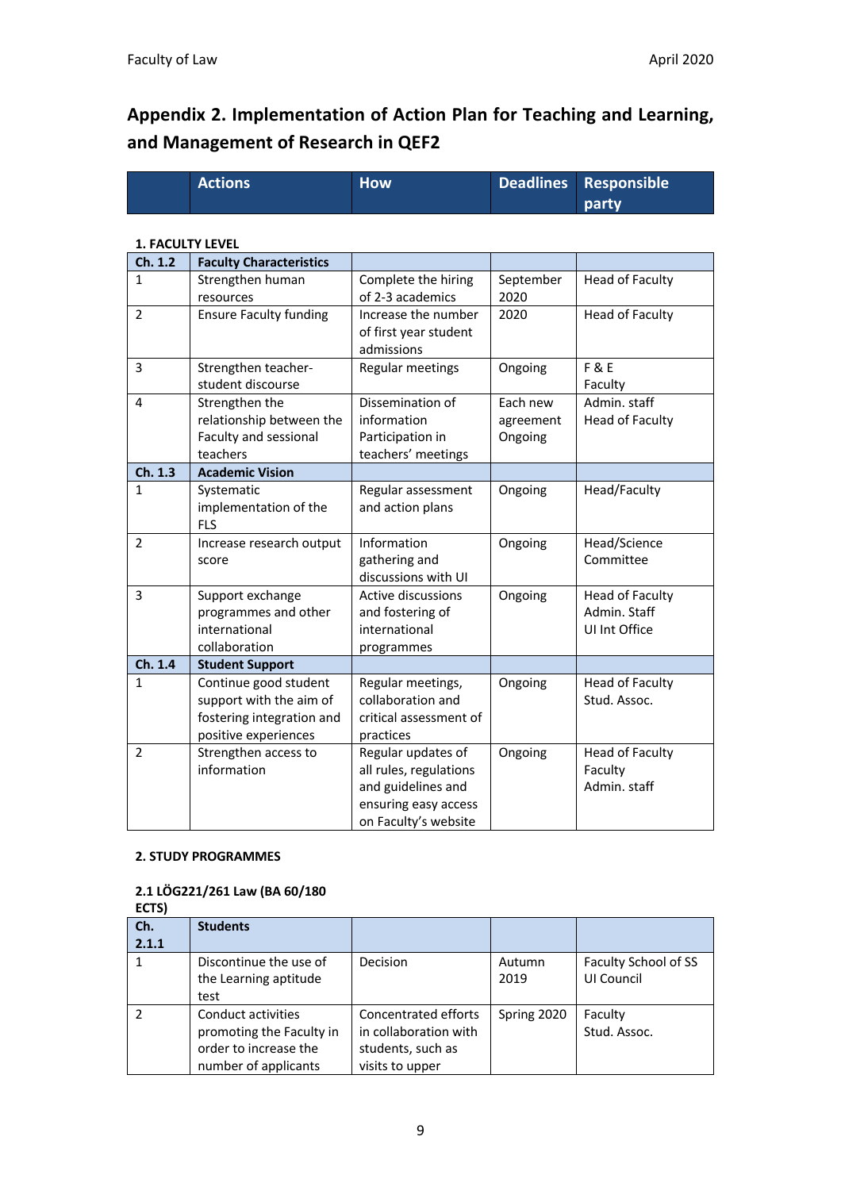## Appendix 2. Implementation of Action Plan for Teaching and Learning, and Management of Research in QEF2

| | Actions | How | Deadlines | Responsible party |
|---|---|---|---|---|

**1. FACULTY LEVEL**

| Ch. 1.2 | Faculty Characteristics | | | |
|---|---|---|---|---|
| 1 | Strengthen human resources | Complete the hiring of 2-3 academics | September 2020 | Head of Faculty |
| 2 | Ensure Faculty funding | Increase the number of first year student admissions | 2020 | Head of Faculty |
| 3 | Strengthen teacher-student discourse | Regular meetings | Ongoing | F & E Faculty |
| 4 | Strengthen the relationship between the Faculty and sessional teachers | Dissemination of information Participation in teachers' meetings | Each new agreement Ongoing | Admin. staff Head of Faculty |
| **Ch. 1.3** | **Academic Vision** | | | |
| 1 | Systematic implementation of the FLS | Regular assessment and action plans | Ongoing | Head/Faculty |
| 2 | Increase research output score | Information gathering and discussions with UI | Ongoing | Head/Science Committee |
| 3 | Support exchange programmes and other international collaboration | Active discussions and fostering of international programmes | Ongoing | Head of Faculty Admin. Staff UI Int Office |
| **Ch. 1.4** | **Student Support** | | | |
| 1 | Continue good student support with the aim of fostering integration and positive experiences | Regular meetings, collaboration and critical assessment of practices | Ongoing | Head of Faculty Stud. Assoc. |
| 2 | Strengthen access to information | Regular updates of all rules, regulations and guidelines and ensuring easy access on Faculty's website | Ongoing | Head of Faculty Faculty Admin. staff |

**2. STUDY PROGRAMMES**

**2.1 LÖG221/261 Law (BA 60/180 ECTS)**

| Ch. 2.1.1 | Students | | | |
|---|---|---|---|---|
| 1 | Discontinue the use of the Learning aptitude test | Decision | Autumn 2019 | Faculty School of SS UI Council |
| 2 | Conduct activities promoting the Faculty in order to increase the number of applicants | Concentrated efforts in collaboration with students, such as visits to upper | Spring 2020 | Faculty Stud. Assoc. |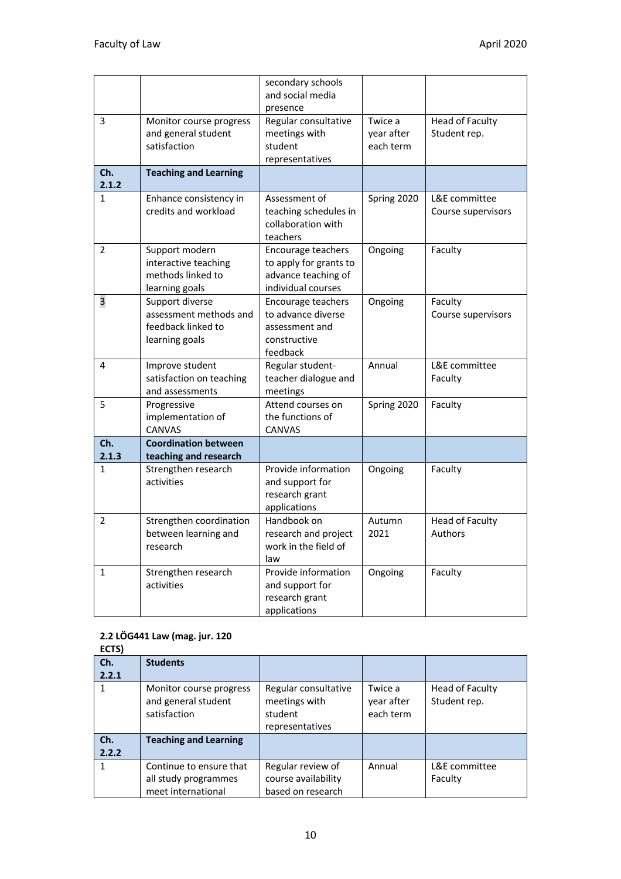|  |  | secondary schools and social media presence |  |  |
|---|---|---|---|---|
| 3 | Monitor course progress and general student satisfaction | Regular consultative meetings with student representatives | Twice a year after each term | Head of Faculty Student rep. |
| **Ch. 2.1.2** | **Teaching and Learning** |  |  |  |
| 1 | Enhance consistency in credits and workload | Assessment of teaching schedules in collaboration with teachers | Spring 2020 | L&E committee Course supervisors |
| 2 | Support modern interactive teaching methods linked to learning goals | Encourage teachers to apply for grants to advance teaching of individual courses | Ongoing | Faculty |
| 3 | Support diverse assessment methods and feedback linked to learning goals | Encourage teachers to advance diverse assessment and constructive feedback | Ongoing | Faculty Course supervisors |
| 4 | Improve student satisfaction on teaching and assessments | Regular student-teacher dialogue and meetings | Annual | L&E committee Faculty |
| 5 | Progressive implementation of CANVAS | Attend courses on the functions of CANVAS | Spring 2020 | Faculty |
| **Ch. 2.1.3** | **Coordination between teaching and research** |  |  |  |
| 1 | Strengthen research activities | Provide information and support for research grant applications | Ongoing | Faculty |
| 2 | Strengthen coordination between learning and research | Handbook on research and project work in the field of law | Autumn 2021 | Head of Faculty Authors |
| 1 | Strengthen research activities | Provide information and support for research grant applications | Ongoing | Faculty |

**2.2 LÖG441 Law (mag. jur. 120 ECTS)**

| **Ch. 2.2.1** | **Students** |  |  |  |
|---|---|---|---|---|
| 1 | Monitor course progress and general student satisfaction | Regular consultative meetings with student representatives | Twice a year after each term | Head of Faculty Student rep. |
| **Ch. 2.2.2** | **Teaching and Learning** |  |  |  |
| 1 | Continue to ensure that all study programmes meet international | Regular review of course availability based on research | Annual | L&E committee Faculty |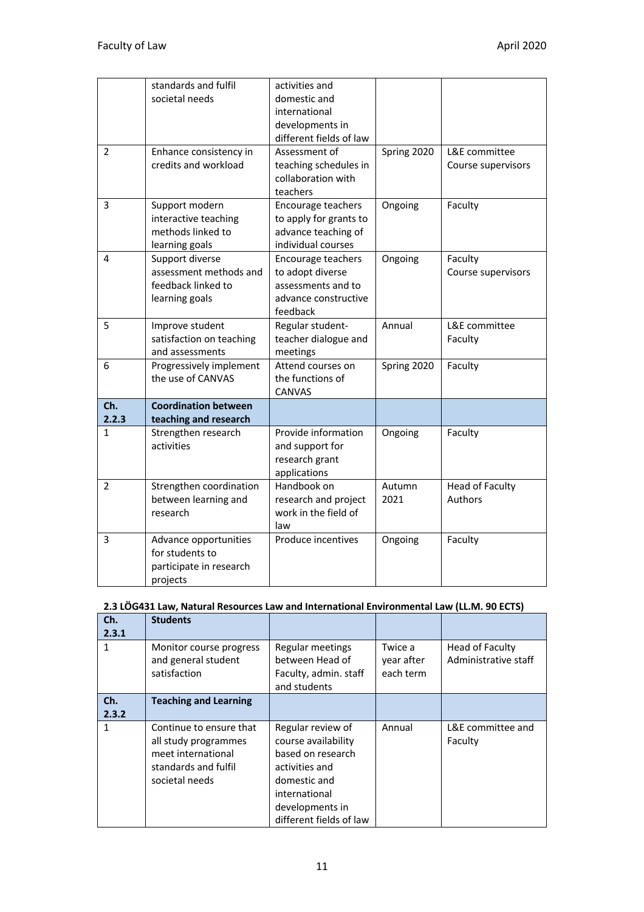| | | | | |
|---|---|---|---|---|
| | standards and fulfil societal needs | activities and domestic and international developments in different fields of law | | |
| 2 | Enhance consistency in credits and workload | Assessment of teaching schedules in collaboration with teachers | Spring 2020 | L&E committee Course supervisors |
| 3 | Support modern interactive teaching methods linked to learning goals | Encourage teachers to apply for grants to advance teaching of individual courses | Ongoing | Faculty |
| 4 | Support diverse assessment methods and feedback linked to learning goals | Encourage teachers to adopt diverse assessments and to advance constructive feedback | Ongoing | Faculty Course supervisors |
| 5 | Improve student satisfaction on teaching and assessments | Regular student-teacher dialogue and meetings | Annual | L&E committee Faculty |
| 6 | Progressively implement the use of CANVAS | Attend courses on the functions of CANVAS | Spring 2020 | Faculty |
| **Ch. 2.2.3** | **Coordination between teaching and research** | | | |
| 1 | Strengthen research activities | Provide information and support for research grant applications | Ongoing | Faculty |
| 2 | Strengthen coordination between learning and research | Handbook on research and project work in the field of law | Autumn 2021 | Head of Faculty Authors |
| 3 | Advance opportunities for students to participate in research projects | Produce incentives | Ongoing | Faculty |

**2.3 LÖG431 Law, Natural Resources Law and International Environmental Law (LL.M. 90 ECTS)**

| **Ch. 2.3.1** | **Students** | | | |
|---|---|---|---|---|
| 1 | Monitor course progress and general student satisfaction | Regular meetings between Head of Faculty, admin. staff and students | Twice a year after each term | Head of Faculty Administrative staff |
| **Ch. 2.3.2** | **Teaching and Learning** | | | |
| 1 | Continue to ensure that all study programmes meet international standards and fulfil societal needs | Regular review of course availability based on research activities and domestic and international developments in different fields of law | Annual | L&E committee and Faculty |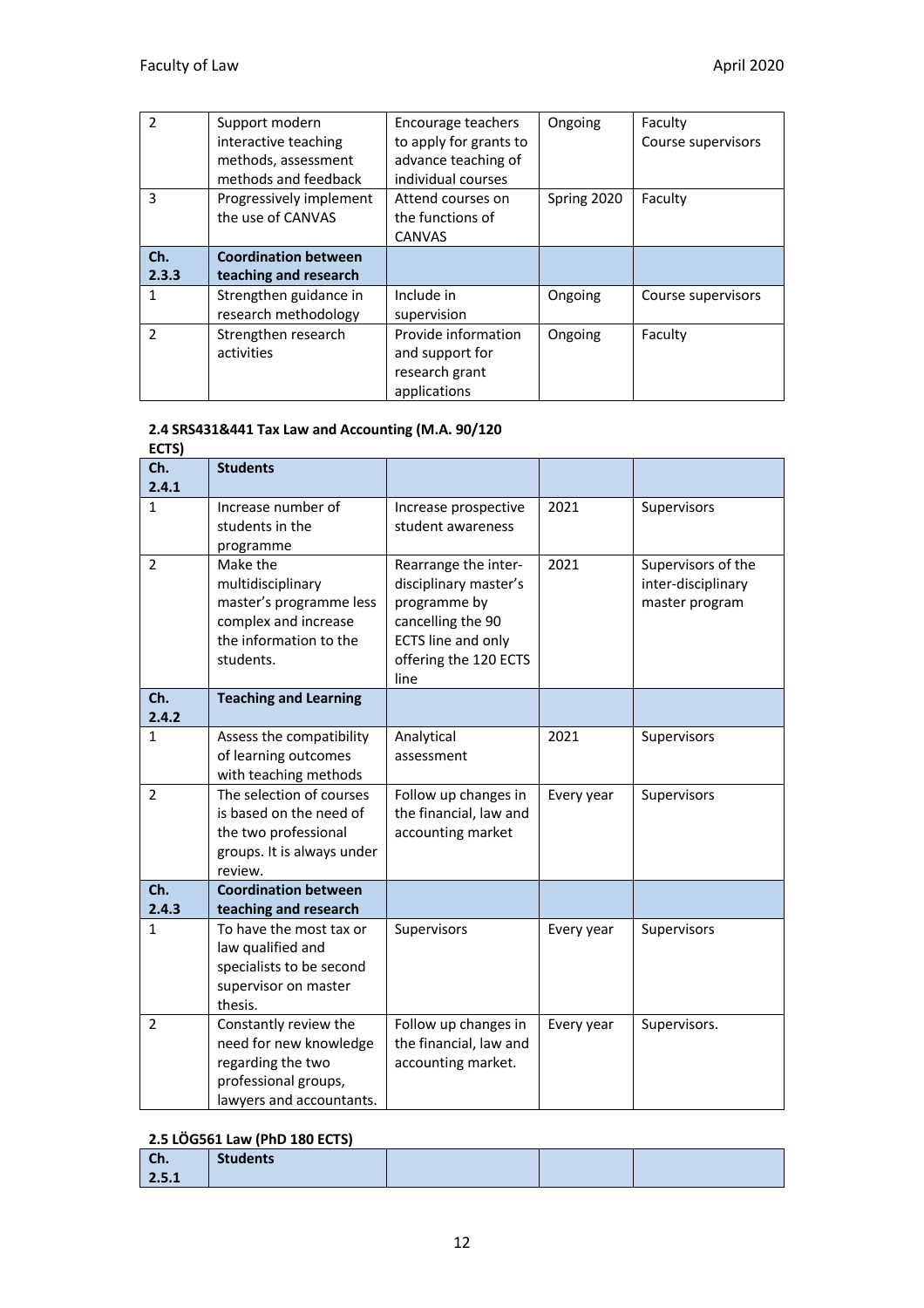| | | | | |
|---|---|---|---|---|
| 2 | Support modern interactive teaching methods, assessment methods and feedback | Encourage teachers to apply for grants to advance teaching of individual courses | Ongoing | Faculty Course supervisors |
| 3 | Progressively implement the use of CANVAS | Attend courses on the functions of CANVAS | Spring 2020 | Faculty |
| **Ch. 2.3.3** | **Coordination between teaching and research** | | | |
| 1 | Strengthen guidance in research methodology | Include in supervision | Ongoing | Course supervisors |
| 2 | Strengthen research activities | Provide information and support for research grant applications | Ongoing | Faculty |

**2.4 SRS431&441 Tax Law and Accounting (M.A. 90/120 ECTS)**

| **Ch. 2.4.1** | **Students** | | | |
|---|---|---|---|---|
| 1 | Increase number of students in the programme | Increase prospective student awareness | 2021 | Supervisors |
| 2 | Make the multidisciplinary master's programme less complex and increase the information to the students. | Rearrange the inter-disciplinary master's programme by cancelling the 90 ECTS line and only offering the 120 ECTS line | 2021 | Supervisors of the inter-disciplinary master program |
| **Ch. 2.4.2** | **Teaching and Learning** | | | |
| 1 | Assess the compatibility of learning outcomes with teaching methods | Analytical assessment | 2021 | Supervisors |
| 2 | The selection of courses is based on the need of the two professional groups. It is always under review. | Follow up changes in the financial, law and accounting market | Every year | Supervisors |
| **Ch. 2.4.3** | **Coordination between teaching and research** | | | |
| 1 | To have the most tax or law qualified and specialists to be second supervisor on master thesis. | Supervisors | Every year | Supervisors |
| 2 | Constantly review the need for new knowledge regarding the two professional groups, lawyers and accountants. | Follow up changes in the financial, law and accounting market. | Every year | Supervisors. |

**2.5 LÖG561 Law (PhD 180 ECTS)**

| **Ch. 2.5.1** | **Students** | | | |
|---|---|---|---|---|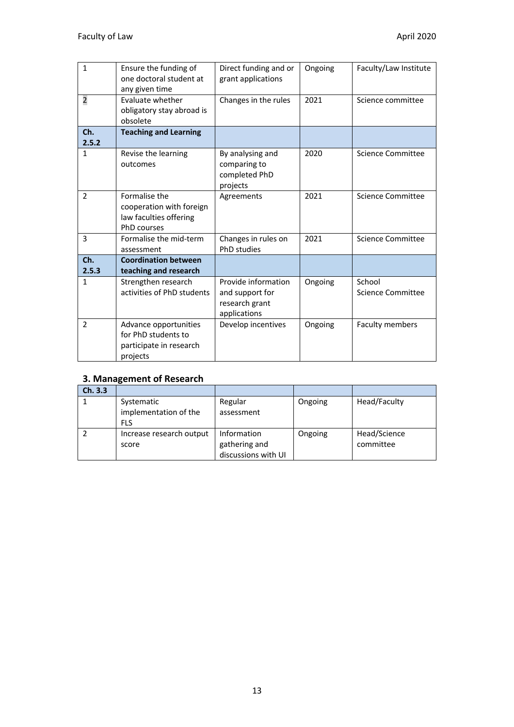| | | | | |
|---|---|---|---|---|
| 1 | Ensure the funding of one doctoral student at any given time | Direct funding and or grant applications | Ongoing | Faculty/Law Institute |
| 2 | Evaluate whether obligatory stay abroad is obsolete | Changes in the rules | 2021 | Science committee |
| **Ch. 2.5.2** | **Teaching and Learning** | | | |
| 1 | Revise the learning outcomes | By analysing and comparing to completed PhD projects | 2020 | Science Committee |
| 2 | Formalise the cooperation with foreign law faculties offering PhD courses | Agreements | 2021 | Science Committee |
| 3 | Formalise the mid-term assessment | Changes in rules on PhD studies | 2021 | Science Committee |
| **Ch. 2.5.3** | **Coordination between teaching and research** | | | |
| 1 | Strengthen research activities of PhD students | Provide information and support for research grant applications | Ongoing | School Science Committee |
| 2 | Advance opportunities for PhD students to participate in research projects | Develop incentives | Ongoing | Faculty members |

## 3. Management of Research

| **Ch. 3.3** | | | | |
|---|---|---|---|---|
| 1 | Systematic implementation of the FLS | Regular assessment | Ongoing | Head/Faculty |
| 2 | Increase research output score | Information gathering and discussions with UI | Ongoing | Head/Science committee |